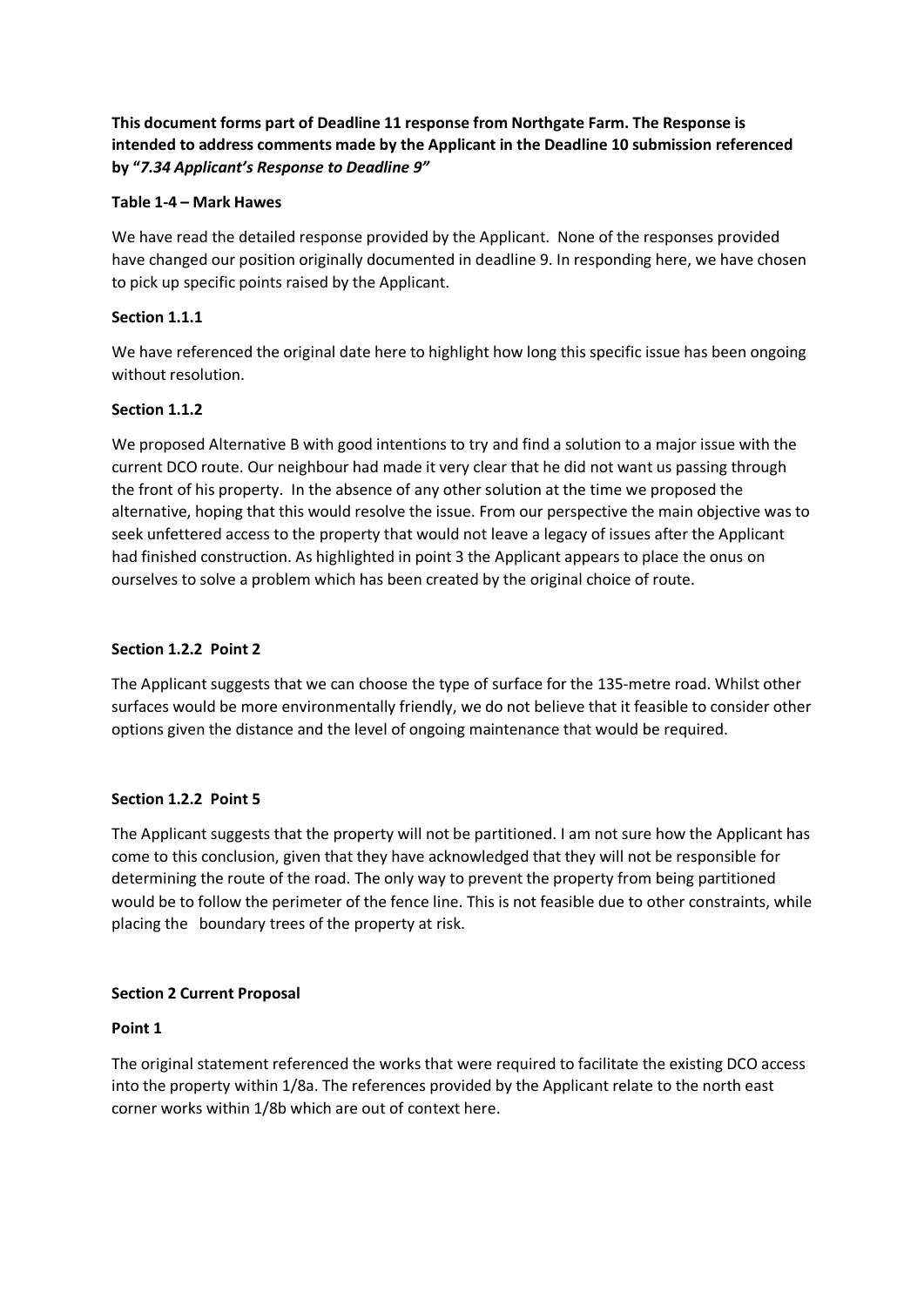**This document forms part of Deadline 11 response from Northgate Farm. The Response is intended to address comments made by the Applicant in the Deadline 10 submission referenced by "*7.34 Applicant's Response to Deadline 9"***

**Table 1-4 – Mark Hawes**

We have read the detailed response provided by the Applicant. None of the responses provided have changed our position originally documented in deadline 9. In responding here, we have chosen to pick up specific points raised by the Applicant.

**Section 1.1.1**

We have referenced the original date here to highlight how long this specific issue has been ongoing without resolution.

**Section 1.1.2**

We proposed Alternative B with good intentions to try and find a solution to a major issue with the current DCO route. Our neighbour had made it very clear that he did not want us passing through the front of his property. In the absence of any other solution at the time we proposed the alternative, hoping that this would resolve the issue. From our perspective the main objective was to seek unfettered access to the property that would not leave a legacy of issues after the Applicant had finished construction. As highlighted in point 3 the Applicant appears to place the onus on ourselves to solve a problem which has been created by the original choice of route.

**Section 1.2.2 Point 2**

The Applicant suggests that we can choose the type of surface for the 135-metre road. Whilst other surfaces would be more environmentally friendly, we do not believe that it feasible to consider other options given the distance and the level of ongoing maintenance that would be required.

**Section 1.2.2 Point 5**

The Applicant suggests that the property will not be partitioned. I am not sure how the Applicant has come to this conclusion, given that they have acknowledged that they will not be responsible for determining the route of the road. The only way to prevent the property from being partitioned would be to follow the perimeter of the fence line. This is not feasible due to other constraints, while placing the boundary trees of the property at risk.

**Section 2 Current Proposal**

**Point 1**

The original statement referenced the works that were required to facilitate the existing DCO access into the property within 1/8a. The references provided by the Applicant relate to the north east corner works within 1/8b which are out of context here.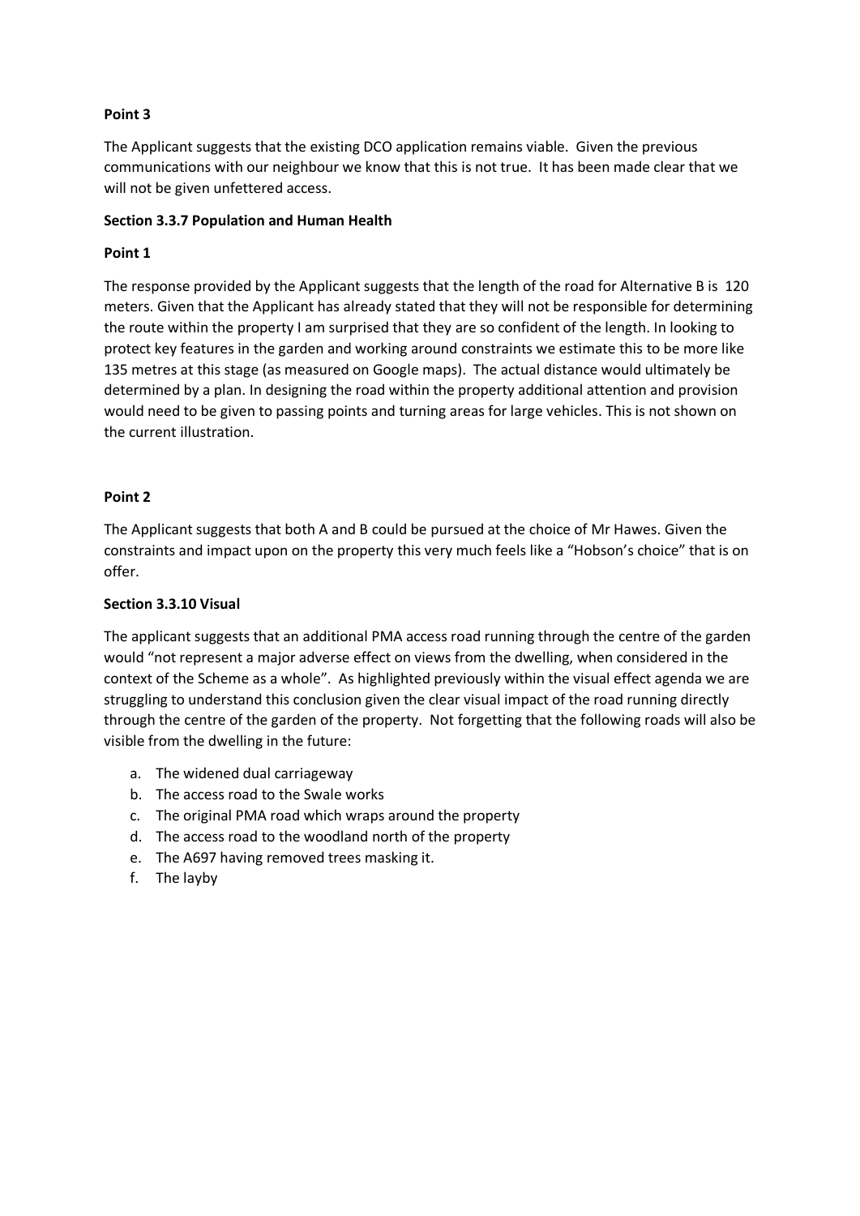**Point 3**

The Applicant suggests that the existing DCO application remains viable. Given the previous communications with our neighbour we know that this is not true. It has been made clear that we will not be given unfettered access.

**Section 3.3.7 Population and Human Health**

**Point 1**

The response provided by the Applicant suggests that the length of the road for Alternative B is 120 meters. Given that the Applicant has already stated that they will not be responsible for determining the route within the property I am surprised that they are so confident of the length. In looking to protect key features in the garden and working around constraints we estimate this to be more like 135 metres at this stage (as measured on Google maps). The actual distance would ultimately be determined by a plan. In designing the road within the property additional attention and provision would need to be given to passing points and turning areas for large vehicles. This is not shown on the current illustration.

**Point 2**

The Applicant suggests that both A and B could be pursued at the choice of Mr Hawes. Given the constraints and impact upon on the property this very much feels like a "Hobson's choice" that is on offer.

**Section 3.3.10 Visual**

The applicant suggests that an additional PMA access road running through the centre of the garden would "not represent a major adverse effect on views from the dwelling, when considered in the context of the Scheme as a whole". As highlighted previously within the visual effect agenda we are struggling to understand this conclusion given the clear visual impact of the road running directly through the centre of the garden of the property. Not forgetting that the following roads will also be visible from the dwelling in the future:

a. The widened dual carriageway
b. The access road to the Swale works
c. The original PMA road which wraps around the property
d. The access road to the woodland north of the property
e. The A697 having removed trees masking it.
f. The layby